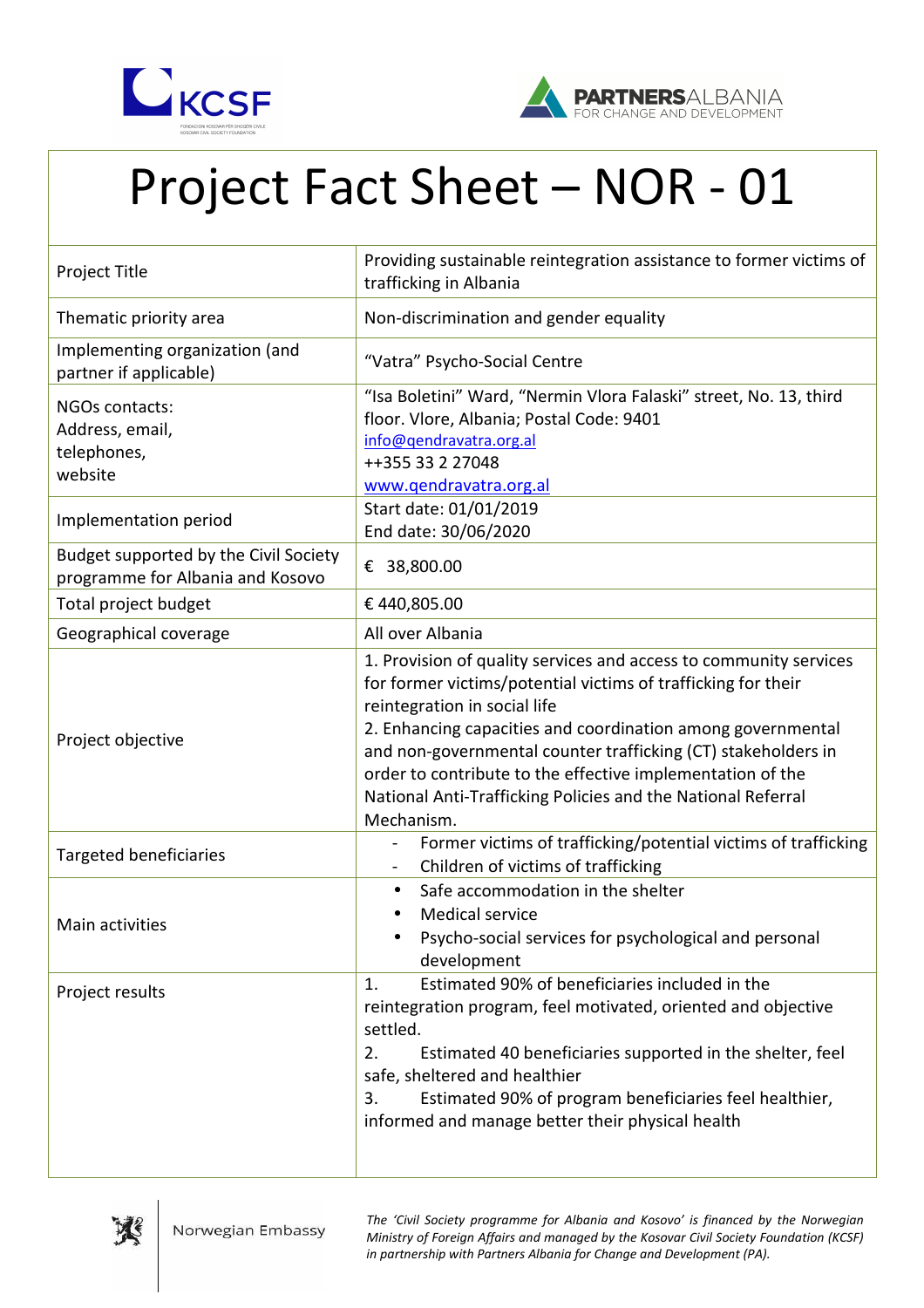# Project Fact Sheet – NOR - 01

| | |
|---|---|
| Project Title | Providing sustainable reintegration assistance to former victims of trafficking in Albania |
| Thematic priority area | Non-discrimination and gender equality |
| Implementing organization (and partner if applicable) | "Vatra" Psycho-Social Centre |
| NGOs contacts: Address, email, telephones, website | "Isa Boletini" Ward, "Nermin Vlora Falaski" street, No. 13, third floor. Vlore, Albania; Postal Code: 9401<br>info@qendravatra.org.al<br>++355 33 2 27048<br>www.qendravatra.org.al |
| Implementation period | Start date: 01/01/2019<br>End date: 30/06/2020 |
| Budget supported by the Civil Society programme for Albania and Kosovo | € 38,800.00 |
| Total project budget | € 440,805.00 |
| Geographical coverage | All over Albania |
| Project objective | 1. Provision of quality services and access to community services for former victims/potential victims of trafficking for their reintegration in social life<br>2. Enhancing capacities and coordination among governmental and non-governmental counter trafficking (CT) stakeholders in order to contribute to the effective implementation of the National Anti-Trafficking Policies and the National Referral Mechanism. |
| Targeted beneficiaries | - Former victims of trafficking/potential victims of trafficking<br>- Children of victims of trafficking |
| Main activities | • Safe accommodation in the shelter<br>• Medical service<br>• Psycho-social services for psychological and personal development |
| Project results | 1. Estimated 90% of beneficiaries included in the reintegration program, feel motivated, oriented and objective settled.<br>2. Estimated 40 beneficiaries supported in the shelter, feel safe, sheltered and healthier<br>3. Estimated 90% of program beneficiaries feel healthier, informed and manage better their physical health |

Norwegian Embassy

*The 'Civil Society programme for Albania and Kosovo' is financed by the Norwegian Ministry of Foreign Affairs and managed by the Kosovar Civil Society Foundation (KCSF) in partnership with Partners Albania for Change and Development (PA).*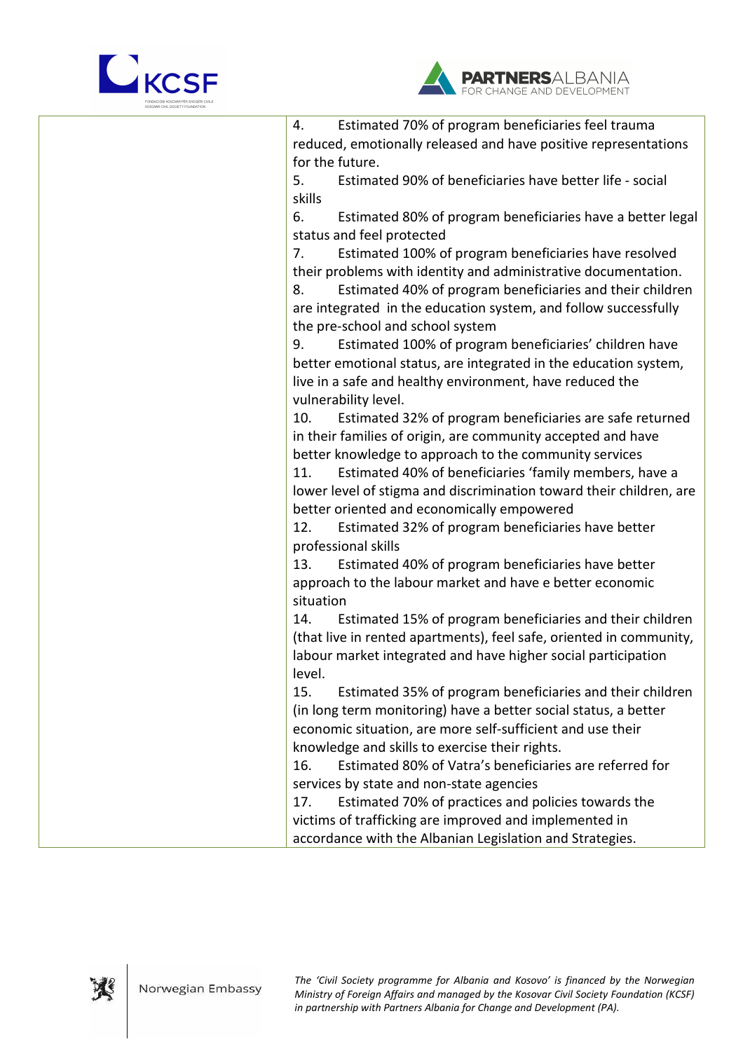| | |
|---|---|
| | 4. Estimated 70% of program beneficiaries feel trauma reduced, emotionally released and have positive representations for the future.<br>5. Estimated 90% of beneficiaries have better life - social skills<br>6. Estimated 80% of program beneficiaries have a better legal status and feel protected<br>7. Estimated 100% of program beneficiaries have resolved their problems with identity and administrative documentation.<br>8. Estimated 40% of program beneficiaries and their children are integrated in the education system, and follow successfully the pre-school and school system<br>9. Estimated 100% of program beneficiaries' children have better emotional status, are integrated in the education system, live in a safe and healthy environment, have reduced the vulnerability level.<br>10. Estimated 32% of program beneficiaries are safe returned in their families of origin, are community accepted and have better knowledge to approach to the community services<br>11. Estimated 40% of beneficiaries 'family members, have a lower level of stigma and discrimination toward their children, are better oriented and economically empowered<br>12. Estimated 32% of program beneficiaries have better professional skills<br>13. Estimated 40% of program beneficiaries have better approach to the labour market and have e better economic situation<br>14. Estimated 15% of program beneficiaries and their children (that live in rented apartments), feel safe, oriented in community, labour market integrated and have higher social participation level.<br>15. Estimated 35% of program beneficiaries and their children (in long term monitoring) have a better social status, a better economic situation, are more self-sufficient and use their knowledge and skills to exercise their rights.<br>16. Estimated 80% of Vatra's beneficiaries are referred for services by state and non-state agencies<br>17. Estimated 70% of practices and policies towards the victims of trafficking are improved and implemented in accordance with the Albanian Legislation and Strategies. |